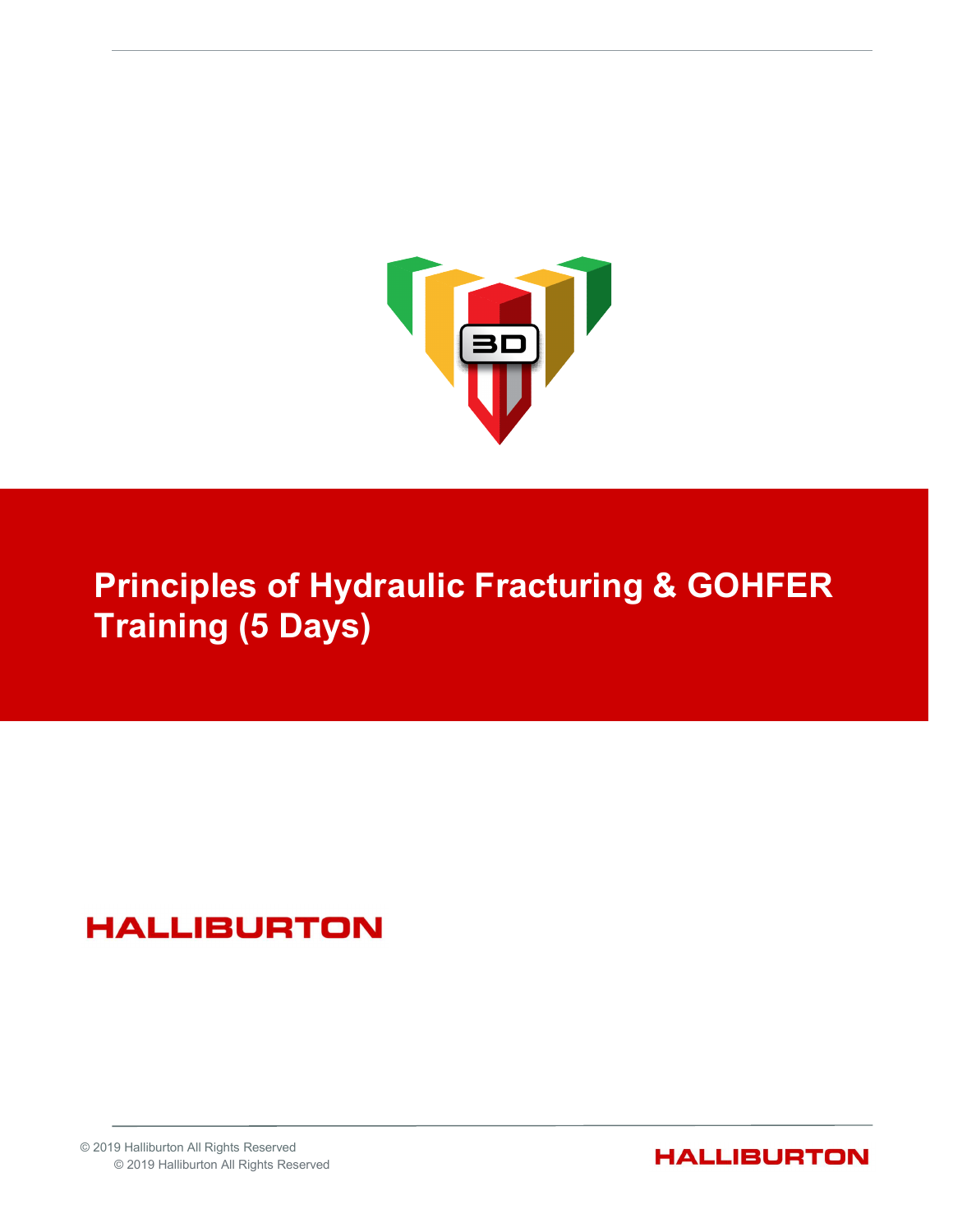# Principles of Hydraulic Fracturing & GOHFER Training (5 Days)

HALLIBURTON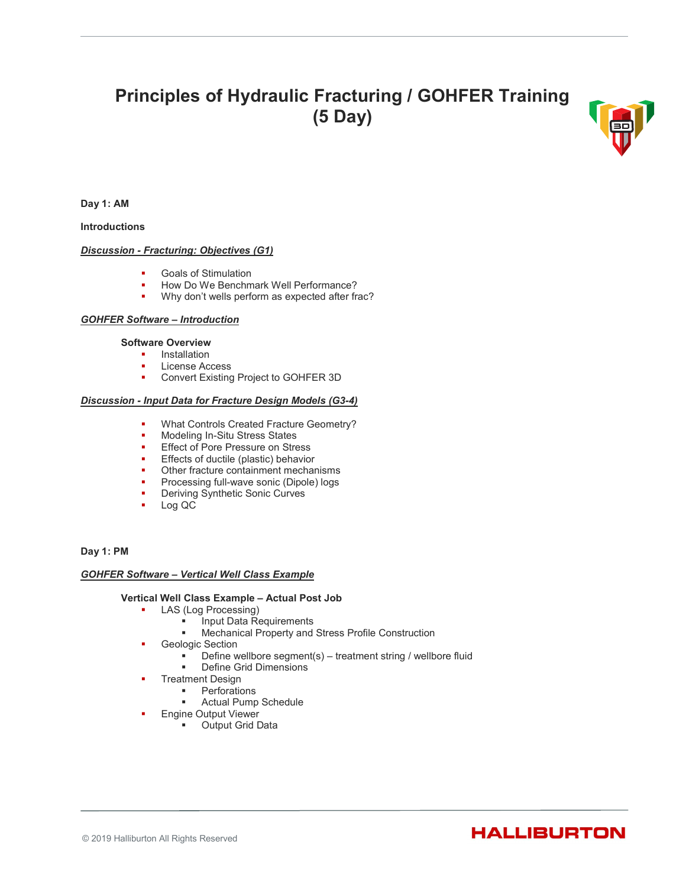# Principles of Hydraulic Fracturing / GOHFER Training (5 Day)

**Day 1: AM**

**Introductions**

***Discussion - Fracturing: Objectives (G1)***

- Goals of Stimulation
- How Do We Benchmark Well Performance?
- Why don't wells perform as expected after frac?

***GOHFER Software – Introduction***

**Software Overview**

- Installation
- License Access
- Convert Existing Project to GOHFER 3D

***Discussion - Input Data for Fracture Design Models (G3-4)***

- What Controls Created Fracture Geometry?
- Modeling In-Situ Stress States
- Effect of Pore Pressure on Stress
- Effects of ductile (plastic) behavior
- Other fracture containment mechanisms
- Processing full-wave sonic (Dipole) logs
- Deriving Synthetic Sonic Curves
- Log QC

**Day 1: PM**

***GOHFER Software – Vertical Well Class Example***

**Vertical Well Class Example – Actual Post Job**

- LAS (Log Processing)
  - Input Data Requirements
  - Mechanical Property and Stress Profile Construction
- Geologic Section
  - Define wellbore segment(s) – treatment string / wellbore fluid
  - Define Grid Dimensions
- Treatment Design
  - Perforations
  - Actual Pump Schedule
- Engine Output Viewer
  - Output Grid Data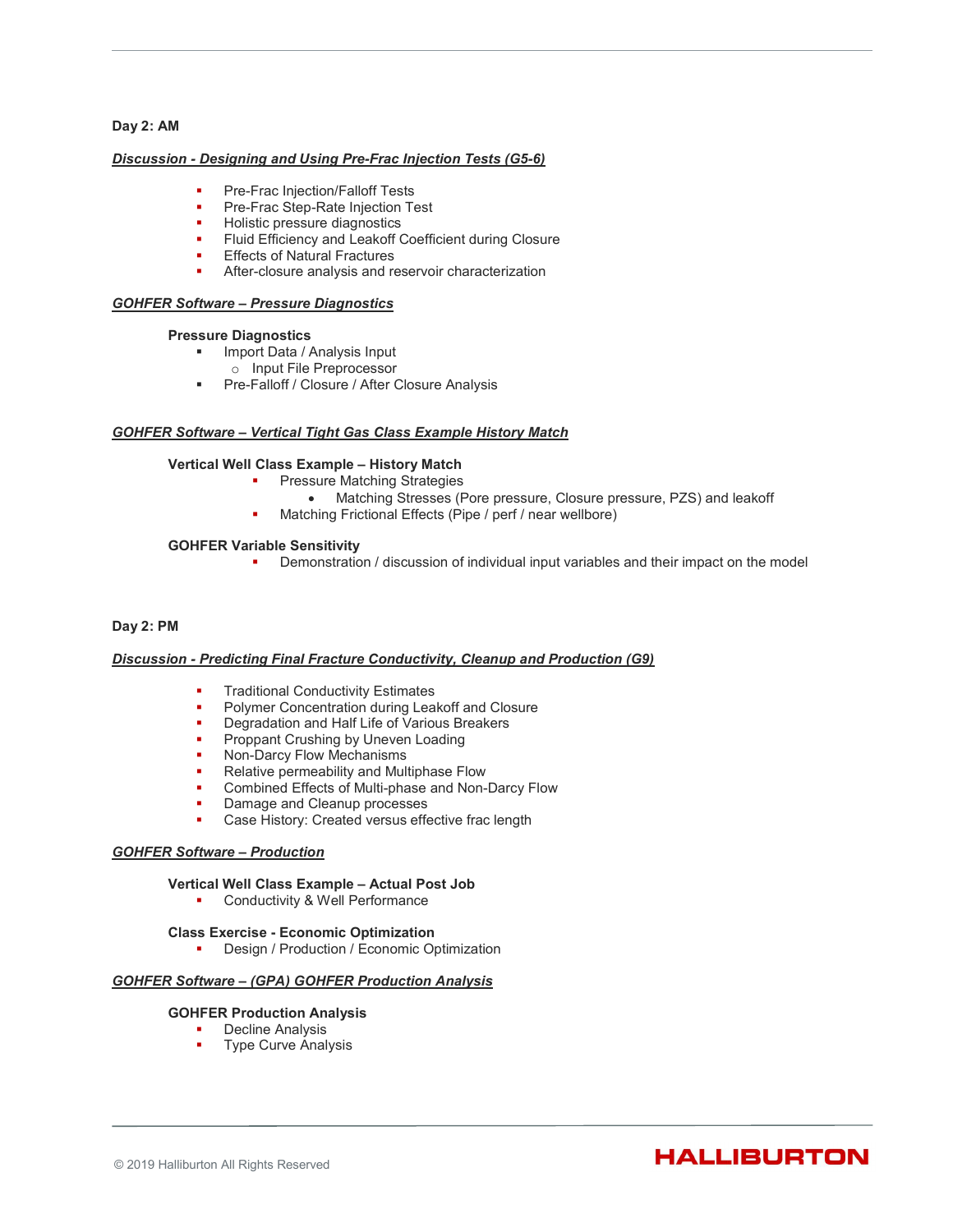**Day 2: AM**

***Discussion - Designing and Using Pre-Frac Injection Tests (G5-6)***

- Pre-Frac Injection/Falloff Tests
- Pre-Frac Step-Rate Injection Test
- Holistic pressure diagnostics
- Fluid Efficiency and Leakoff Coefficient during Closure
- Effects of Natural Fractures
- After-closure analysis and reservoir characterization

***GOHFER Software – Pressure Diagnostics***

**Pressure Diagnostics**

- Import Data / Analysis Input
  - Input File Preprocessor
- Pre-Falloff / Closure / After Closure Analysis

***GOHFER Software – Vertical Tight Gas Class Example History Match***

**Vertical Well Class Example – History Match**

- Pressure Matching Strategies
  - Matching Stresses (Pore pressure, Closure pressure, PZS) and leakoff
- Matching Frictional Effects (Pipe / perf / near wellbore)

**GOHFER Variable Sensitivity**

- Demonstration / discussion of individual input variables and their impact on the model

**Day 2: PM**

***Discussion - Predicting Final Fracture Conductivity, Cleanup and Production (G9)***

- Traditional Conductivity Estimates
- Polymer Concentration during Leakoff and Closure
- Degradation and Half Life of Various Breakers
- Proppant Crushing by Uneven Loading
- Non-Darcy Flow Mechanisms
- Relative permeability and Multiphase Flow
- Combined Effects of Multi-phase and Non-Darcy Flow
- Damage and Cleanup processes
- Case History: Created versus effective frac length

***GOHFER Software – Production***

**Vertical Well Class Example – Actual Post Job**

- Conductivity & Well Performance

**Class Exercise - Economic Optimization**

- Design / Production / Economic Optimization

***GOHFER Software – (GPA) GOHFER Production Analysis***

**GOHFER Production Analysis**

- Decline Analysis
- Type Curve Analysis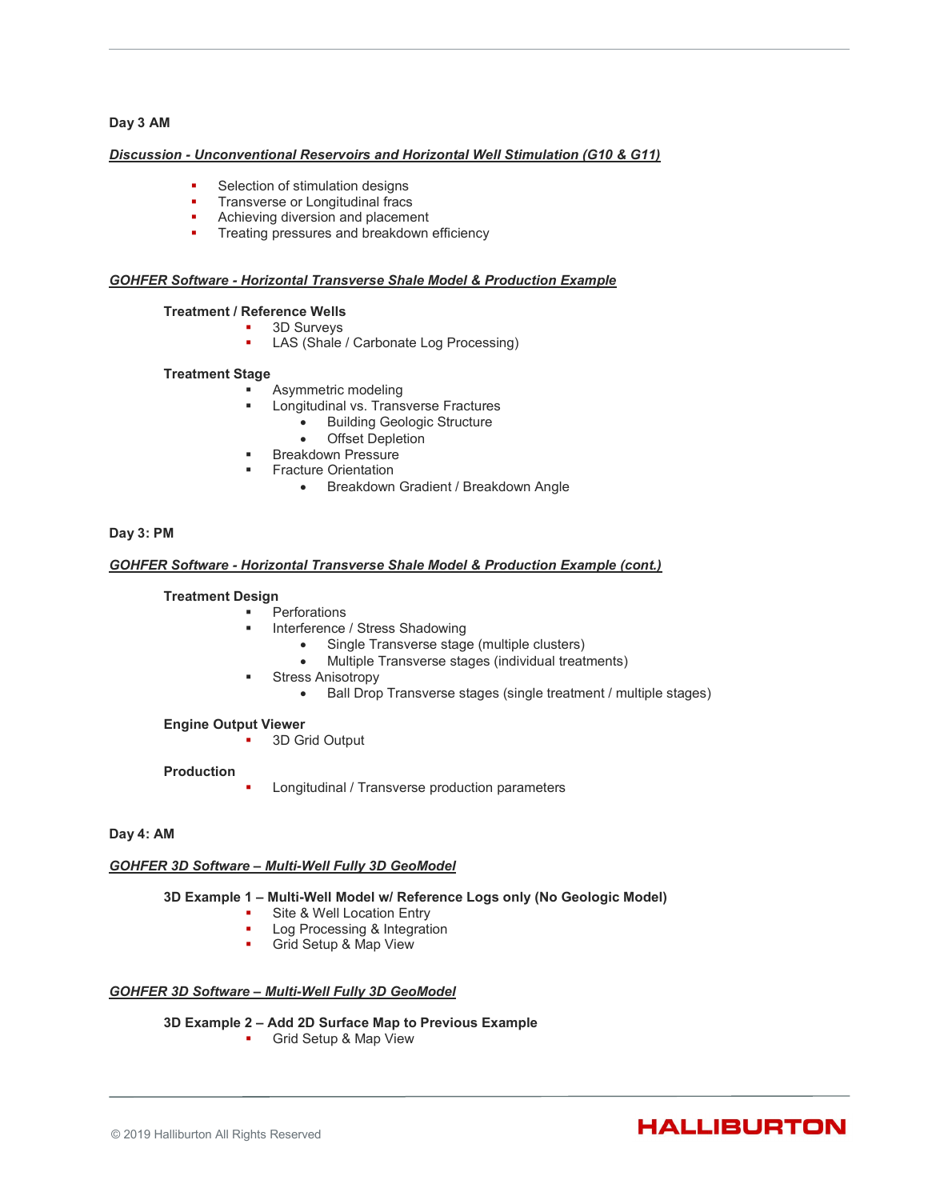**Day 3 AM**

***Discussion - Unconventional Reservoirs and Horizontal Well Stimulation (G10 & G11)***

- Selection of stimulation designs
- Transverse or Longitudinal fracs
- Achieving diversion and placement
- Treating pressures and breakdown efficiency

***GOHFER Software - Horizontal Transverse Shale Model & Production Example***

**Treatment / Reference Wells**

- 3D Surveys
- LAS (Shale / Carbonate Log Processing)

**Treatment Stage**

- Asymmetric modeling
- Longitudinal vs. Transverse Fractures
  - Building Geologic Structure
  - Offset Depletion
- Breakdown Pressure
- Fracture Orientation
  - Breakdown Gradient / Breakdown Angle

**Day 3: PM**

***GOHFER Software - Horizontal Transverse Shale Model & Production Example (cont.)***

**Treatment Design**

- Perforations
- Interference / Stress Shadowing
  - Single Transverse stage (multiple clusters)
  - Multiple Transverse stages (individual treatments)
- Stress Anisotropy
  - Ball Drop Transverse stages (single treatment / multiple stages)

**Engine Output Viewer**

- 3D Grid Output

**Production**

- Longitudinal / Transverse production parameters

**Day 4: AM**

***GOHFER 3D Software – Multi-Well Fully 3D GeoModel***

**3D Example 1 – Multi-Well Model w/ Reference Logs only (No Geologic Model)**

- Site & Well Location Entry
- Log Processing & Integration
- Grid Setup & Map View

***GOHFER 3D Software – Multi-Well Fully 3D GeoModel***

**3D Example 2 – Add 2D Surface Map to Previous Example**

- Grid Setup & Map View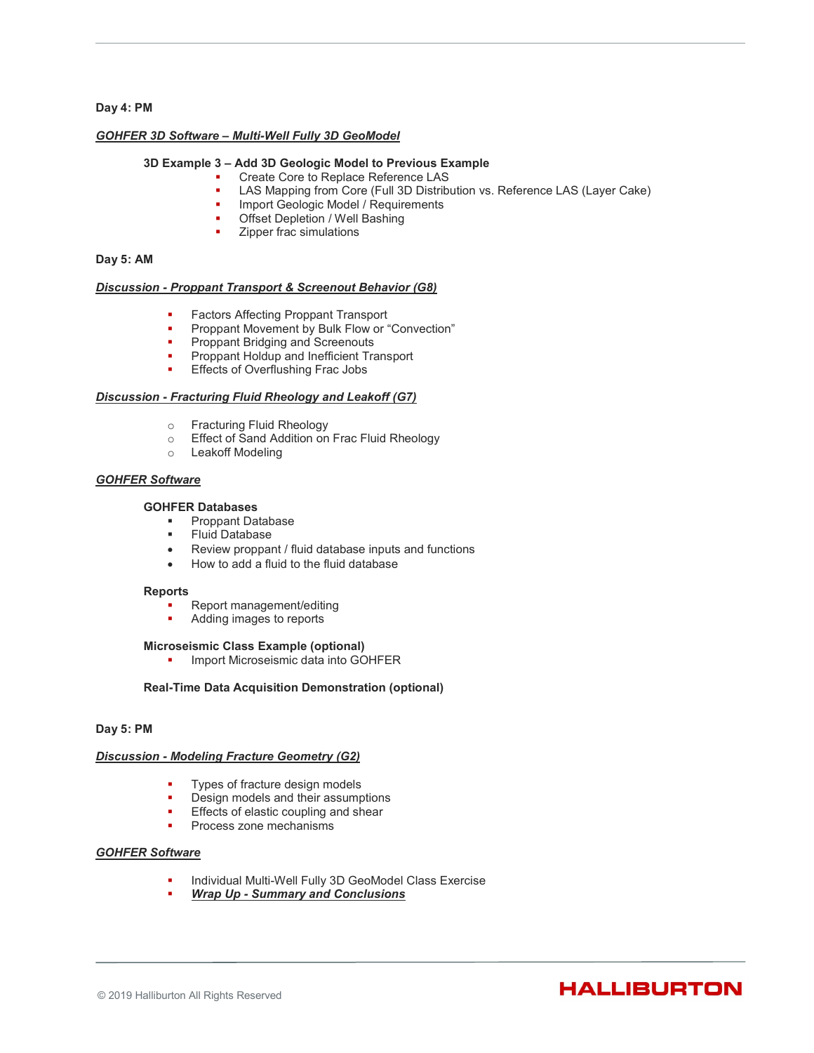**Day 4: PM**

***GOHFER 3D Software – Multi-Well Fully 3D GeoModel***

**3D Example 3 – Add 3D Geologic Model to Previous Example**

- Create Core to Replace Reference LAS
- LAS Mapping from Core (Full 3D Distribution vs. Reference LAS (Layer Cake)
- Import Geologic Model / Requirements
- Offset Depletion / Well Bashing
- Zipper frac simulations

**Day 5: AM**

***Discussion - Proppant Transport & Screenout Behavior (G8)***

- Factors Affecting Proppant Transport
- Proppant Movement by Bulk Flow or "Convection"
- Proppant Bridging and Screenouts
- Proppant Holdup and Inefficient Transport
- Effects of Overflushing Frac Jobs

***Discussion - Fracturing Fluid Rheology and Leakoff (G7)***

- Fracturing Fluid Rheology
- Effect of Sand Addition on Frac Fluid Rheology
- Leakoff Modeling

***GOHFER Software***

**GOHFER Databases**

- Proppant Database
- Fluid Database
- Review proppant / fluid database inputs and functions
- How to add a fluid to the fluid database

**Reports**

- Report management/editing
- Adding images to reports

**Microseismic Class Example (optional)**

- Import Microseismic data into GOHFER

**Real-Time Data Acquisition Demonstration (optional)**

**Day 5: PM**

***Discussion - Modeling Fracture Geometry (G2)***

- Types of fracture design models
- Design models and their assumptions
- Effects of elastic coupling and shear
- Process zone mechanisms

***GOHFER Software***

- Individual Multi-Well Fully 3D GeoModel Class Exercise
- ***Wrap Up - Summary and Conclusions***

© 2019 Halliburton All Rights Reserved

HALLIBURTON